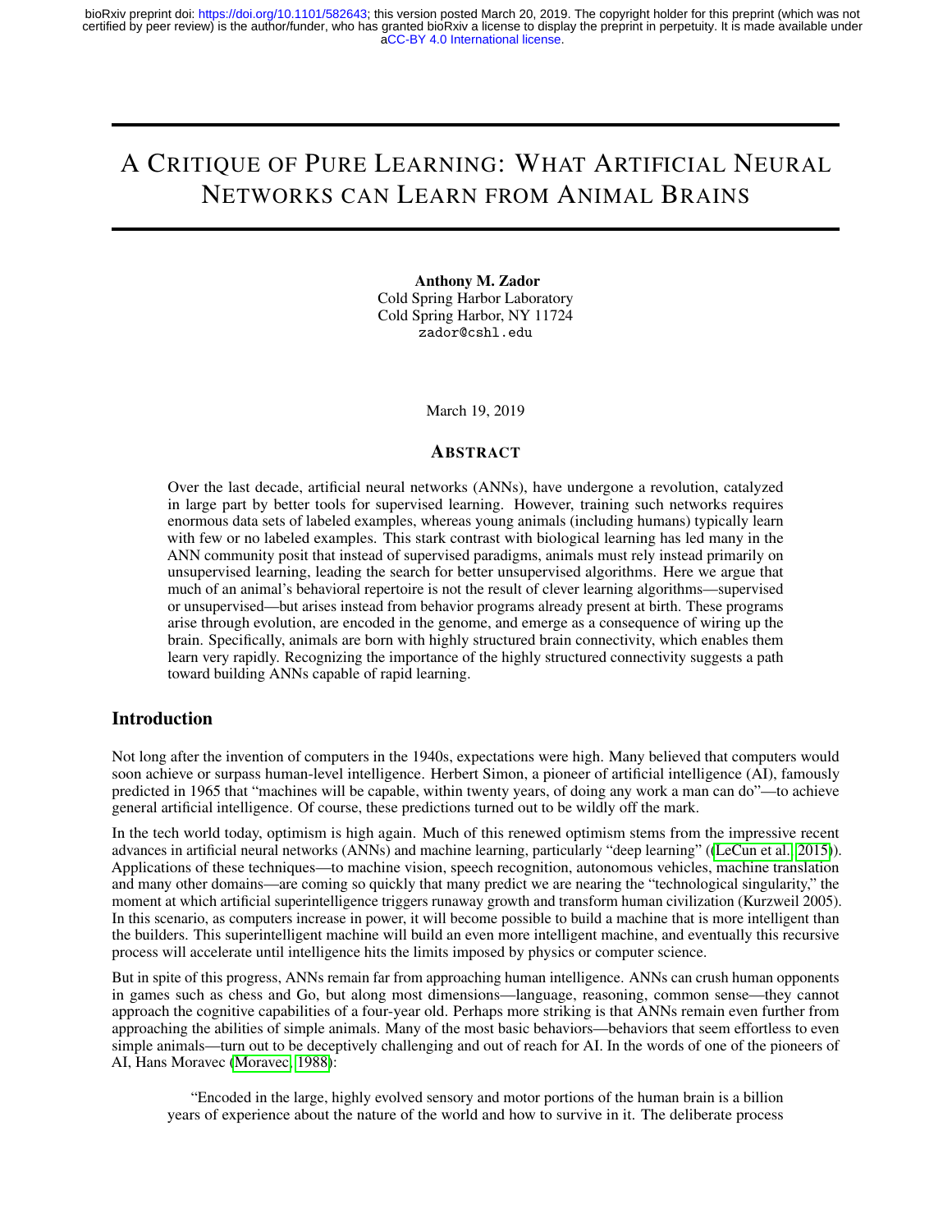# A Critique of Pure Learning: What Artificial Neural Networks can Learn from Animal Brains

**Anthony M. Zador**
Cold Spring Harbor Laboratory
Cold Spring Harbor, NY 11724
zador@cshl.edu

March 19, 2019

## Abstract

Over the last decade, artificial neural networks (ANNs), have undergone a revolution, catalyzed in large part by better tools for supervised learning. However, training such networks requires enormous data sets of labeled examples, whereas young animals (including humans) typically learn with few or no labeled examples. This stark contrast with biological learning has led many in the ANN community posit that instead of supervised paradigms, animals must rely instead primarily on unsupervised learning, leading the search for better unsupervised algorithms. Here we argue that much of an animal's behavioral repertoire is not the result of clever learning algorithms—supervised or unsupervised—but arises instead from behavior programs already present at birth. These programs arise through evolution, are encoded in the genome, and emerge as a consequence of wiring up the brain. Specifically, animals are born with highly structured brain connectivity, which enables them learn very rapidly. Recognizing the importance of the highly structured connectivity suggests a path toward building ANNs capable of rapid learning.

## Introduction

Not long after the invention of computers in the 1940s, expectations were high. Many believed that computers would soon achieve or surpass human-level intelligence. Herbert Simon, a pioneer of artificial intelligence (AI), famously predicted in 1965 that "machines will be capable, within twenty years, of doing any work a man can do"—to achieve general artificial intelligence. Of course, these predictions turned out to be wildly off the mark.

In the tech world today, optimism is high again. Much of this renewed optimism stems from the impressive recent advances in artificial neural networks (ANNs) and machine learning, particularly "deep learning" ((LeCun et al., 2015)). Applications of these techniques—to machine vision, speech recognition, autonomous vehicles, machine translation and many other domains—are coming so quickly that many predict we are nearing the "technological singularity," the moment at which artificial superintelligence triggers runaway growth and transform human civilization (Kurzweil 2005). In this scenario, as computers increase in power, it will become possible to build a machine that is more intelligent than the builders. This superintelligent machine will build an even more intelligent machine, and eventually this recursive process will accelerate until intelligence hits the limits imposed by physics or computer science.

But in spite of this progress, ANNs remain far from approaching human intelligence. ANNs can crush human opponents in games such as chess and Go, but along most dimensions—language, reasoning, common sense—they cannot approach the cognitive capabilities of a four-year old. Perhaps more striking is that ANNs remain even further from approaching the abilities of simple animals. Many of the most basic behaviors—behaviors that seem effortless to even simple animals—turn out to be deceptively challenging and out of reach for AI. In the words of one of the pioneers of AI, Hans Moravec (Moravec, 1988):

> "Encoded in the large, highly evolved sensory and motor portions of the human brain is a billion years of experience about the nature of the world and how to survive in it. The deliberate process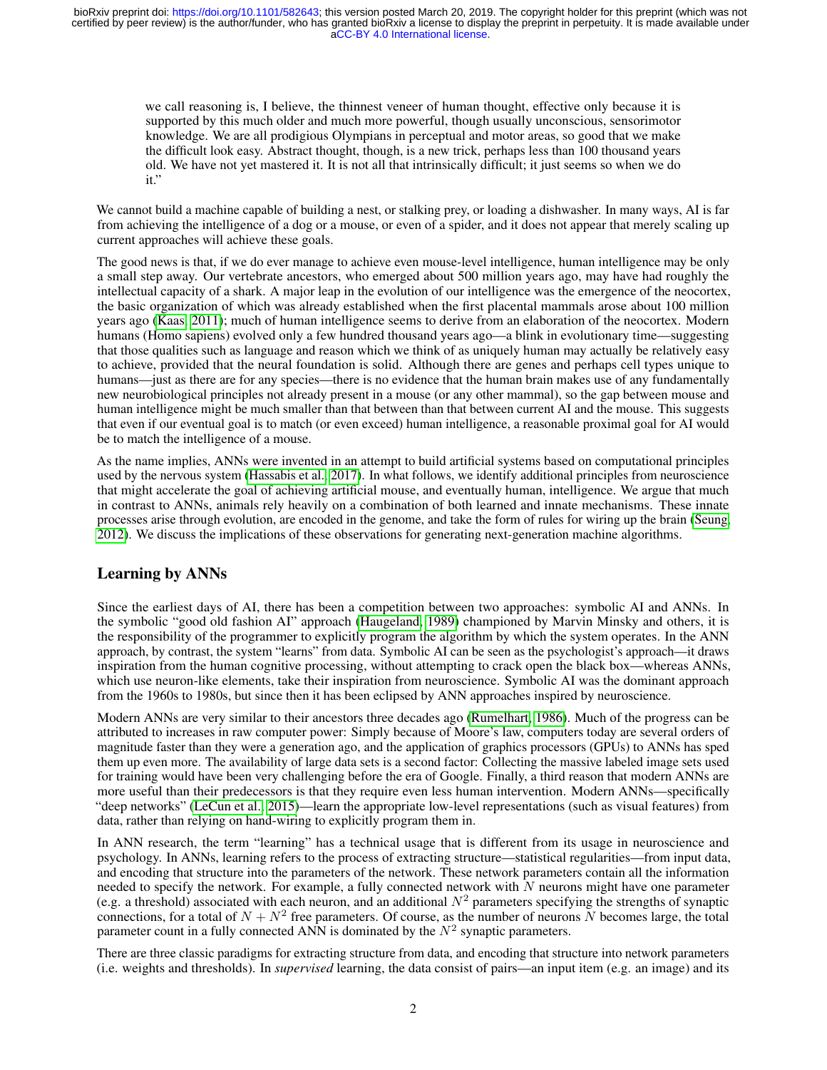we call reasoning is, I believe, the thinnest veneer of human thought, effective only because it is supported by this much older and much more powerful, though usually unconscious, sensorimotor knowledge. We are all prodigious Olympians in perceptual and motor areas, so good that we make the difficult look easy. Abstract thought, though, is a new trick, perhaps less than 100 thousand years old. We have not yet mastered it. It is not all that intrinsically difficult; it just seems so when we do it."

We cannot build a machine capable of building a nest, or stalking prey, or loading a dishwasher. In many ways, AI is far from achieving the intelligence of a dog or a mouse, or even of a spider, and it does not appear that merely scaling up current approaches will achieve these goals.

The good news is that, if we do ever manage to achieve even mouse-level intelligence, human intelligence may be only a small step away. Our vertebrate ancestors, who emerged about 500 million years ago, may have had roughly the intellectual capacity of a shark. A major leap in the evolution of our intelligence was the emergence of the neocortex, the basic organization of which was already established when the first placental mammals arose about 100 million years ago (Kaas, 2011); much of human intelligence seems to derive from an elaboration of the neocortex. Modern humans (Homo sapiens) evolved only a few hundred thousand years ago—a blink in evolutionary time—suggesting that those qualities such as language and reason which we think of as uniquely human may actually be relatively easy to achieve, provided that the neural foundation is solid. Although there are genes and perhaps cell types unique to humans—just as there are for any species—there is no evidence that the human brain makes use of any fundamentally new neurobiological principles not already present in a mouse (or any other mammal), so the gap between mouse and human intelligence might be much smaller than that between than that between current AI and the mouse. This suggests that even if our eventual goal is to match (or even exceed) human intelligence, a reasonable proximal goal for AI would be to match the intelligence of a mouse.

As the name implies, ANNs were invented in an attempt to build artificial systems based on computational principles used by the nervous system (Hassabis et al., 2017). In what follows, we identify additional principles from neuroscience that might accelerate the goal of achieving artificial mouse, and eventually human, intelligence. We argue that much in contrast to ANNs, animals rely heavily on a combination of both learned and innate mechanisms. These innate processes arise through evolution, are encoded in the genome, and take the form of rules for wiring up the brain (Seung, 2012). We discuss the implications of these observations for generating next-generation machine algorithms.

## Learning by ANNs

Since the earliest days of AI, there has been a competition between two approaches: symbolic AI and ANNs. In the symbolic "good old fashion AI" approach (Haugeland, 1989) championed by Marvin Minsky and others, it is the responsibility of the programmer to explicitly program the algorithm by which the system operates. In the ANN approach, by contrast, the system "learns" from data. Symbolic AI can be seen as the psychologist's approach—it draws inspiration from the human cognitive processing, without attempting to crack open the black box—whereas ANNs, which use neuron-like elements, take their inspiration from neuroscience. Symbolic AI was the dominant approach from the 1960s to 1980s, but since then it has been eclipsed by ANN approaches inspired by neuroscience.

Modern ANNs are very similar to their ancestors three decades ago (Rumelhart, 1986). Much of the progress can be attributed to increases in raw computer power: Simply because of Moore's law, computers today are several orders of magnitude faster than they were a generation ago, and the application of graphics processors (GPUs) to ANNs has sped them up even more. The availability of large data sets is a second factor: Collecting the massive labeled image sets used for training would have been very challenging before the era of Google. Finally, a third reason that modern ANNs are more useful than their predecessors is that they require even less human intervention. Modern ANNs—specifically "deep networks" (LeCun et al., 2015)—learn the appropriate low-level representations (such as visual features) from data, rather than relying on hand-wiring to explicitly program them in.

In ANN research, the term "learning" has a technical usage that is different from its usage in neuroscience and psychology. In ANNs, learning refers to the process of extracting structure—statistical regularities—from input data, and encoding that structure into the parameters of the network. These network parameters contain all the information needed to specify the network. For example, a fully connected network with $N$ neurons might have one parameter (e.g. a threshold) associated with each neuron, and an additional $N^2$ parameters specifying the strengths of synaptic connections, for a total of $N + N^2$ free parameters. Of course, as the number of neurons $N$ becomes large, the total parameter count in a fully connected ANN is dominated by the $N^2$ synaptic parameters.

There are three classic paradigms for extracting structure from data, and encoding that structure into network parameters (i.e. weights and thresholds). In *supervised* learning, the data consist of pairs—an input item (e.g. an image) and its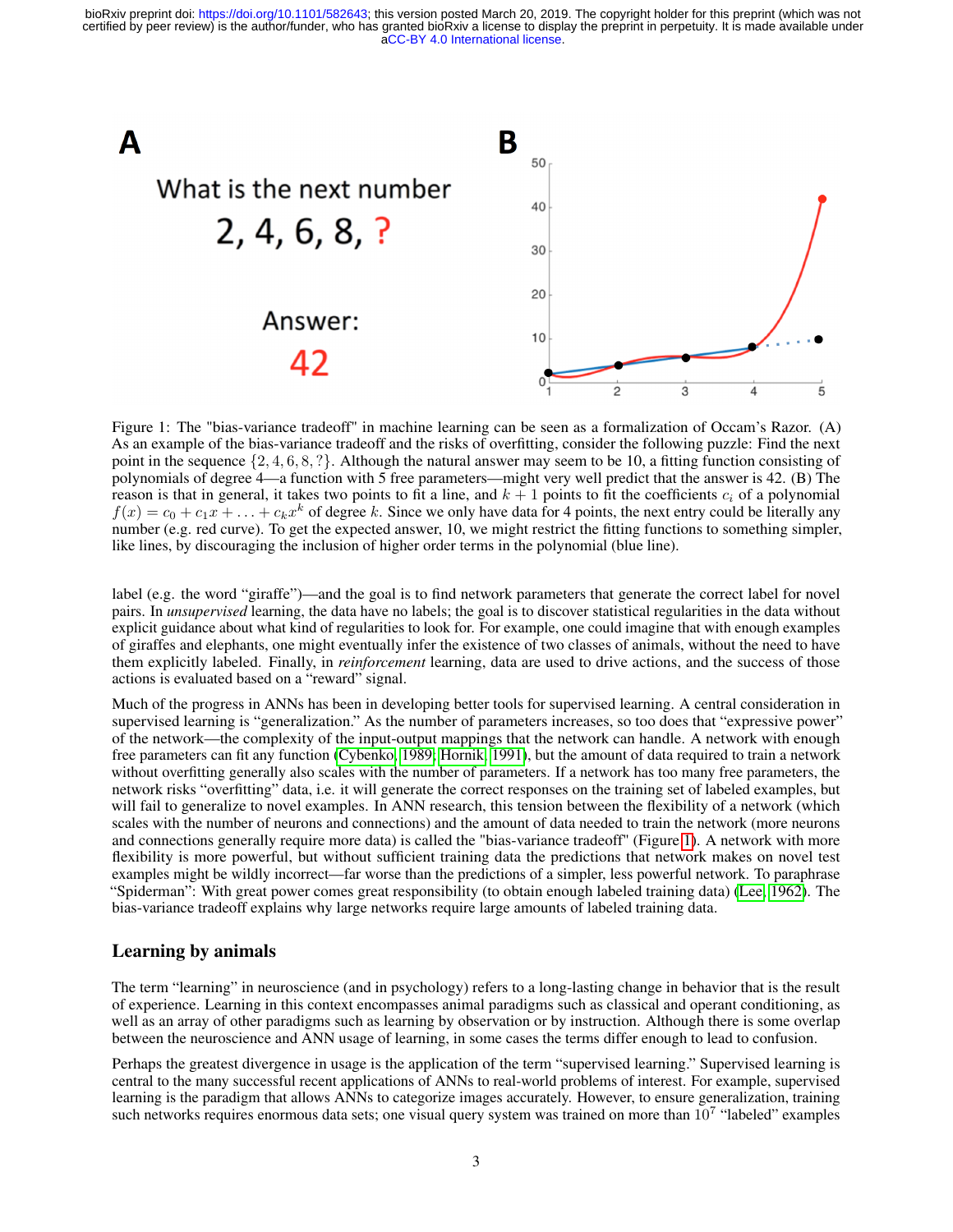Figure 1: The "bias-variance tradeoff" in machine learning can be seen as a formalization of Occam's Razor. (A) As an example of the bias-variance tradeoff and the risks of overfitting, consider the following puzzle: Find the next point in the sequence $\{2, 4, 6, 8, ?\}$. Although the natural answer may seem to be 10, a fitting function consisting of polynomials of degree 4—a function with 5 free parameters—might very well predict that the answer is 42. (B) The reason is that in general, it takes two points to fit a line, and $k + 1$ points to fit the coefficients $c_i$ of a polynomial $f(x) = c_0 + c_1 x + \ldots + c_k x^k$ of degree $k$. Since we only have data for 4 points, the next entry could be literally any number (e.g. red curve). To get the expected answer, 10, we might restrict the fitting functions to something simpler, like lines, by discouraging the inclusion of higher order terms in the polynomial (blue line).

label (e.g. the word "giraffe")—and the goal is to find network parameters that generate the correct label for novel pairs. In *unsupervised* learning, the data have no labels; the goal is to discover statistical regularities in the data without explicit guidance about what kind of regularities to look for. For example, one could imagine that with enough examples of giraffes and elephants, one might eventually infer the existence of two classes of animals, without the need to have them explicitly labeled. Finally, in *reinforcement* learning, data are used to drive actions, and the success of those actions is evaluated based on a "reward" signal.

Much of the progress in ANNs has been in developing better tools for supervised learning. A central consideration in supervised learning is "generalization." As the number of parameters increases, so too does that "expressive power" of the network—the complexity of the input-output mappings that the network can handle. A network with enough free parameters can fit any function (Cybenko, 1989; Hornik, 1991), but the amount of data required to train a network without overfitting generally also scales with the number of parameters. If a network has too many free parameters, the network risks "overfitting" data, i.e. it will generate the correct responses on the training set of labeled examples, but will fail to generalize to novel examples. In ANN research, this tension between the flexibility of a network (which scales with the number of neurons and connections) and the amount of data needed to train the network (more neurons and connections generally require more data) is called the "bias-variance tradeoff" (Figure 1). A network with more flexibility is more powerful, but without sufficient training data the predictions that network makes on novel test examples might be wildly incorrect—far worse than the predictions of a simpler, less powerful network. To paraphrase "Spiderman": With great power comes great responsibility (to obtain enough labeled training data) (Lee, 1962). The bias-variance tradeoff explains why large networks require large amounts of labeled training data.

## Learning by animals

The term "learning" in neuroscience (and in psychology) refers to a long-lasting change in behavior that is the result of experience. Learning in this context encompasses animal paradigms such as classical and operant conditioning, as well as an array of other paradigms such as learning by observation or by instruction. Although there is some overlap between the neuroscience and ANN usage of learning, in some cases the terms differ enough to lead to confusion.

Perhaps the greatest divergence in usage is the application of the term "supervised learning." Supervised learning is central to the many successful recent applications of ANNs to real-world problems of interest. For example, supervised learning is the paradigm that allows ANNs to categorize images accurately. However, to ensure generalization, training such networks requires enormous data sets; one visual query system was trained on more than $10^7$ "labeled" examples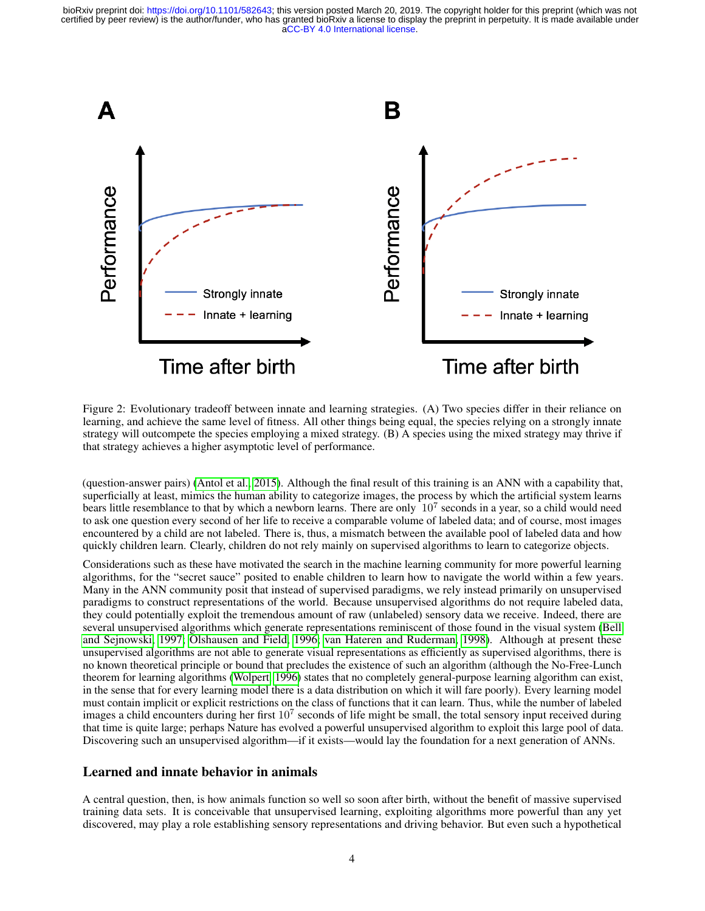Figure 2: Evolutionary tradeoff between innate and learning strategies. (A) Two species differ in their reliance on learning, and achieve the same level of fitness. All other things being equal, the species relying on a strongly innate strategy will outcompete the species employing a mixed strategy. (B) A species using the mixed strategy may thrive if that strategy achieves a higher asymptotic level of performance.

(question-answer pairs) (Antol et al., 2015). Although the final result of this training is an ANN with a capability that, superficially at least, mimics the human ability to categorize images, the process by which the artificial system learns bears little resemblance to that by which a newborn learns. There are only $10^7$ seconds in a year, so a child would need to ask one question every second of her life to receive a comparable volume of labeled data; and of course, most images encountered by a child are not labeled. There is, thus, a mismatch between the available pool of labeled data and how quickly children learn. Clearly, children do not rely mainly on supervised algorithms to learn to categorize objects.

Considerations such as these have motivated the search in the machine learning community for more powerful learning algorithms, for the "secret sauce" posited to enable children to learn how to navigate the world within a few years. Many in the ANN community posit that instead of supervised paradigms, we rely instead primarily on unsupervised paradigms to construct representations of the world. Because unsupervised algorithms do not require labeled data, they could potentially exploit the tremendous amount of raw (unlabeled) sensory data we receive. Indeed, there are several unsupervised algorithms which generate representations reminiscent of those found in the visual system (Bell and Sejnowski, 1997; Olshausen and Field, 1996; van Hateren and Ruderman, 1998). Although at present these unsupervised algorithms are not able to generate visual representations as efficiently as supervised algorithms, there is no known theoretical principle or bound that precludes the existence of such an algorithm (although the No-Free-Lunch theorem for learning algorithms (Wolpert, 1996) states that no completely general-purpose learning algorithm can exist, in the sense that for every learning model there is a data distribution on which it will fare poorly). Every learning model must contain implicit or explicit restrictions on the class of functions that it can learn. Thus, while the number of labeled images a child encounters during her first $10^7$ seconds of life might be small, the total sensory input received during that time is quite large; perhaps Nature has evolved a powerful unsupervised algorithm to exploit this large pool of data. Discovering such an unsupervised algorithm—if it exists—would lay the foundation for a next generation of ANNs.

## Learned and innate behavior in animals

A central question, then, is how animals function so well so soon after birth, without the benefit of massive supervised training data sets. It is conceivable that unsupervised learning, exploiting algorithms more powerful than any yet discovered, may play a role establishing sensory representations and driving behavior. But even such a hypothetical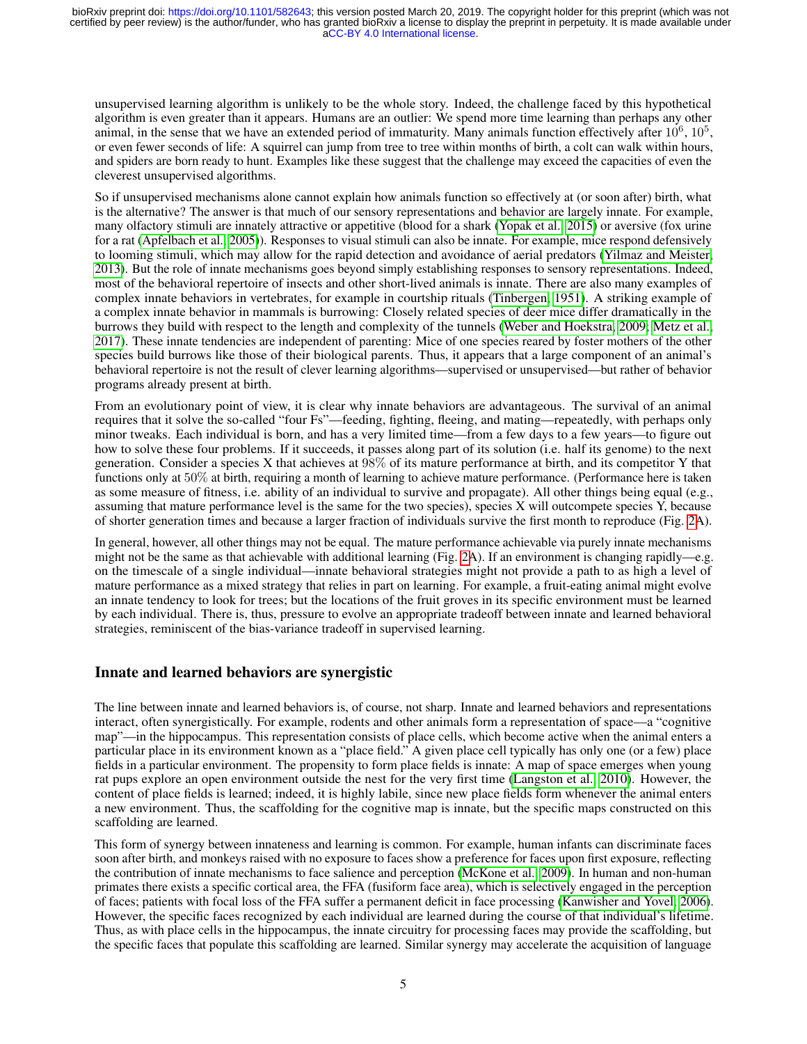unsupervised learning algorithm is unlikely to be the whole story. Indeed, the challenge faced by this hypothetical algorithm is even greater than it appears. Humans are an outlier: We spend more time learning than perhaps any other animal, in the sense that we have an extended period of immaturity. Many animals function effectively after $10^6$, $10^5$, or even fewer seconds of life: A squirrel can jump from tree to tree within months of birth, a colt can walk within hours, and spiders are born ready to hunt. Examples like these suggest that the challenge may exceed the capacities of even the cleverest unsupervised algorithms.

So if unsupervised mechanisms alone cannot explain how animals function so effectively at (or soon after) birth, what is the alternative? The answer is that much of our sensory representations and behavior are largely innate. For example, many olfactory stimuli are innately attractive or appetitive (blood for a shark (Yopak et al., 2015) or aversive (fox urine for a rat (Apfelbach et al., 2005)). Responses to visual stimuli can also be innate. For example, mice respond defensively to looming stimuli, which may allow for the rapid detection and avoidance of aerial predators (Yilmaz and Meister, 2013). But the role of innate mechanisms goes beyond simply establishing responses to sensory representations. Indeed, most of the behavioral repertoire of insects and other short-lived animals is innate. There are also many examples of complex innate behaviors in vertebrates, for example in courtship rituals (Tinbergen, 1951). A striking example of a complex innate behavior in mammals is burrowing: Closely related species of deer mice differ dramatically in the burrows they build with respect to the length and complexity of the tunnels (Weber and Hoekstra, 2009; Metz et al., 2017). These innate tendencies are independent of parenting: Mice of one species reared by foster mothers of the other species build burrows like those of their biological parents. Thus, it appears that a large component of an animal's behavioral repertoire is not the result of clever learning algorithms—supervised or unsupervised—but rather of behavior programs already present at birth.

From an evolutionary point of view, it is clear why innate behaviors are advantageous. The survival of an animal requires that it solve the so-called "four Fs"—feeding, fighting, fleeing, and mating—repeatedly, with perhaps only minor tweaks. Each individual is born, and has a very limited time—from a few days to a few years—to figure out how to solve these four problems. If it succeeds, it passes along part of its solution (i.e. half its genome) to the next generation. Consider a species X that achieves at 98% of its mature performance at birth, and its competitor Y that functions only at 50% at birth, requiring a month of learning to achieve mature performance. (Performance here is taken as some measure of fitness, i.e. ability of an individual to survive and propagate). All other things being equal (e.g., assuming that mature performance level is the same for the two species), species X will outcompete species Y, because of shorter generation times and because a larger fraction of individuals survive the first month to reproduce (Fig. 2A).

In general, however, all other things may not be equal. The mature performance achievable via purely innate mechanisms might not be the same as that achievable with additional learning (Fig. 2A). If an environment is changing rapidly—e.g. on the timescale of a single individual—innate behavioral strategies might not provide a path to as high a level of mature performance as a mixed strategy that relies in part on learning. For example, a fruit-eating animal might evolve an innate tendency to look for trees; but the locations of the fruit groves in its specific environment must be learned by each individual. There is, thus, pressure to evolve an appropriate tradeoff between innate and learned behavioral strategies, reminiscent of the bias-variance tradeoff in supervised learning.

## Innate and learned behaviors are synergistic

The line between innate and learned behaviors is, of course, not sharp. Innate and learned behaviors and representations interact, often synergistically. For example, rodents and other animals form a representation of space—a "cognitive map"—in the hippocampus. This representation consists of place cells, which become active when the animal enters a particular place in its environment known as a "place field." A given place cell typically has only one (or a few) place fields in a particular environment. The propensity to form place fields is innate: A map of space emerges when young rat pups explore an open environment outside the nest for the very first time (Langston et al., 2010). However, the content of place fields is learned; indeed, it is highly labile, since new place fields form whenever the animal enters a new environment. Thus, the scaffolding for the cognitive map is innate, but the specific maps constructed on this scaffolding are learned.

This form of synergy between innateness and learning is common. For example, human infants can discriminate faces soon after birth, and monkeys raised with no exposure to faces show a preference for faces upon first exposure, reflecting the contribution of innate mechanisms to face salience and perception (McKone et al., 2009). In human and non-human primates there exists a specific cortical area, the FFA (fusiform face area), which is selectively engaged in the perception of faces; patients with focal loss of the FFA suffer a permanent deficit in face processing (Kanwisher and Yovel, 2006). However, the specific faces recognized by each individual are learned during the course of that individual's lifetime. Thus, as with place cells in the hippocampus, the innate circuitry for processing faces may provide the scaffolding, but the specific faces that populate this scaffolding are learned. Similar synergy may accelerate the acquisition of language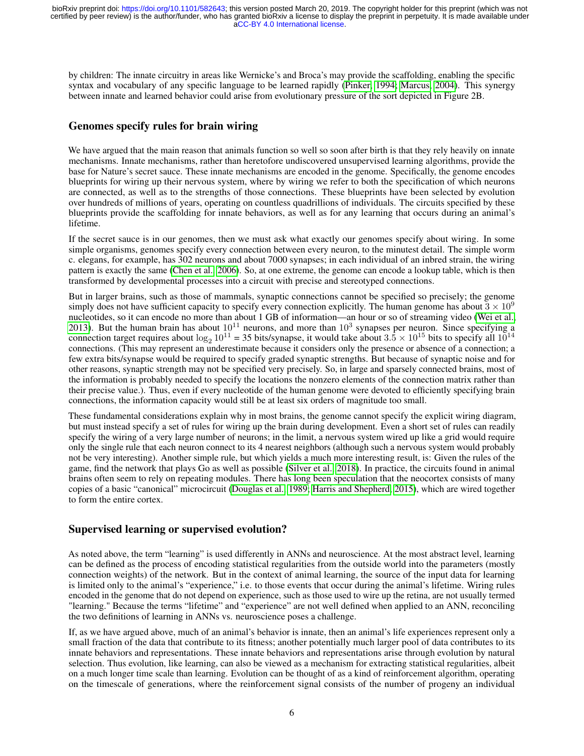by children: The innate circuitry in areas like Wernicke's and Broca's may provide the scaffolding, enabling the specific syntax and vocabulary of any specific language to be learned rapidly (Pinker, 1994; Marcus, 2004). This synergy between innate and learned behavior could arise from evolutionary pressure of the sort depicted in Figure 2B.

## Genomes specify rules for brain wiring

We have argued that the main reason that animals function so well so soon after birth is that they rely heavily on innate mechanisms. Innate mechanisms, rather than heretofore undiscovered unsupervised learning algorithms, provide the base for Nature's secret sauce. These innate mechanisms are encoded in the genome. Specifically, the genome encodes blueprints for wiring up their nervous system, where by wiring we refer to both the specification of which neurons are connected, as well as to the strengths of those connections. These blueprints have been selected by evolution over hundreds of millions of years, operating on countless quadrillions of individuals. The circuits specified by these blueprints provide the scaffolding for innate behaviors, as well as for any learning that occurs during an animal's lifetime.

If the secret sauce is in our genomes, then we must ask what exactly our genomes specify about wiring. In some simple organisms, genomes specify every connection between every neuron, to the minutest detail. The simple worm c. elegans, for example, has 302 neurons and about 7000 synapses; in each individual of an inbred strain, the wiring pattern is exactly the same (Chen et al., 2006). So, at one extreme, the genome can encode a lookup table, which is then transformed by developmental processes into a circuit with precise and stereotyped connections.

But in larger brains, such as those of mammals, synaptic connections cannot be specified so precisely; the genome simply does not have sufficient capacity to specify every connection explicitly. The human genome has about $3 \times 10^9$ nucleotides, so it can encode no more than about 1 GB of information—an hour or so of streaming video (Wei et al., 2013). But the human brain has about $10^{11}$ neurons, and more than $10^3$ synapses per neuron. Since specifying a connection target requires about $\log_2 10^{11}$ = 35 bits/synapse, it would take about $3.5 \times 10^{15}$ bits to specify all $10^{14}$ connections. (This may represent an underestimate because it considers only the presence or absence of a connection; a few extra bits/synapse would be required to specify graded synaptic strengths. But because of synaptic noise and for other reasons, synaptic strength may not be specified very precisely. So, in large and sparsely connected brains, most of the information is probably needed to specify the locations the nonzero elements of the connection matrix rather than their precise value.). Thus, even if every nucleotide of the human genome were devoted to efficiently specifying brain connections, the information capacity would still be at least six orders of magnitude too small.

These fundamental considerations explain why in most brains, the genome cannot specify the explicit wiring diagram, but must instead specify a set of rules for wiring up the brain during development. Even a short set of rules can readily specify the wiring of a very large number of neurons; in the limit, a nervous system wired up like a grid would require only the single rule that each neuron connect to its 4 nearest neighbors (although such a nervous system would probably not be very interesting). Another simple rule, but which yields a much more interesting result, is: Given the rules of the game, find the network that plays Go as well as possible (Silver et al., 2018). In practice, the circuits found in animal brains often seem to rely on repeating modules. There has long been speculation that the neocortex consists of many copies of a basic "canonical" microcircuit (Douglas et al., 1989; Harris and Shepherd, 2015), which are wired together to form the entire cortex.

## Supervised learning or supervised evolution?

As noted above, the term "learning" is used differently in ANNs and neuroscience. At the most abstract level, learning can be defined as the process of encoding statistical regularities from the outside world into the parameters (mostly connection weights) of the network. But in the context of animal learning, the source of the input data for learning is limited only to the animal's "experience," i.e. to those events that occur during the animal's lifetime. Wiring rules encoded in the genome that do not depend on experience, such as those used to wire up the retina, are not usually termed "learning." Because the terms "lifetime" and "experience" are not well defined when applied to an ANN, reconciling the two definitions of learning in ANNs vs. neuroscience poses a challenge.

If, as we have argued above, much of an animal's behavior is innate, then an animal's life experiences represent only a small fraction of the data that contribute to its fitness; another potentially much larger pool of data contributes to its innate behaviors and representations. These innate behaviors and representations arise through evolution by natural selection. Thus evolution, like learning, can also be viewed as a mechanism for extracting statistical regularities, albeit on a much longer time scale than learning. Evolution can be thought of as a kind of reinforcement algorithm, operating on the timescale of generations, where the reinforcement signal consists of the number of progeny an individual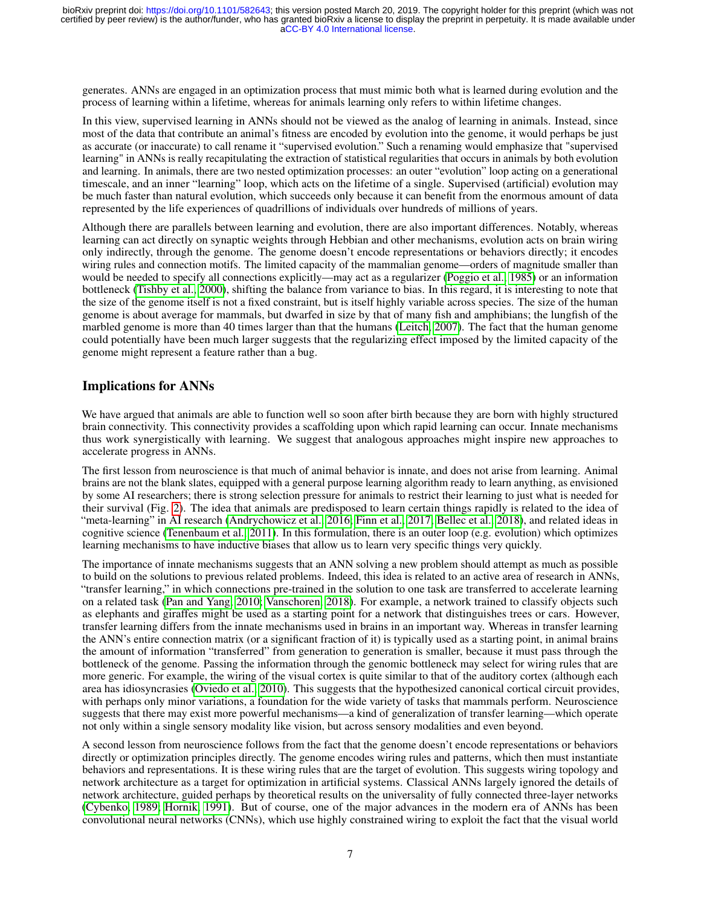generates. ANNs are engaged in an optimization process that must mimic both what is learned during evolution and the process of learning within a lifetime, whereas for animals learning only refers to within lifetime changes.

In this view, supervised learning in ANNs should not be viewed as the analog of learning in animals. Instead, since most of the data that contribute an animal's fitness are encoded by evolution into the genome, it would perhaps be just as accurate (or inaccurate) to call rename it "supervised evolution." Such a renaming would emphasize that "supervised learning" in ANNs is really recapitulating the extraction of statistical regularities that occurs in animals by both evolution and learning. In animals, there are two nested optimization processes: an outer "evolution" loop acting on a generational timescale, and an inner "learning" loop, which acts on the lifetime of a single. Supervised (artificial) evolution may be much faster than natural evolution, which succeeds only because it can benefit from the enormous amount of data represented by the life experiences of quadrillions of individuals over hundreds of millions of years.

Although there are parallels between learning and evolution, there are also important differences. Notably, whereas learning can act directly on synaptic weights through Hebbian and other mechanisms, evolution acts on brain wiring only indirectly, through the genome. The genome doesn't encode representations or behaviors directly; it encodes wiring rules and connection motifs. The limited capacity of the mammalian genome—orders of magnitude smaller than would be needed to specify all connections explicitly—may act as a regularizer (Poggio et al., 1985) or an information bottleneck (Tishby et al., 2000), shifting the balance from variance to bias. In this regard, it is interesting to note that the size of the genome itself is not a fixed constraint, but is itself highly variable across species. The size of the human genome is about average for mammals, but dwarfed in size by that of many fish and amphibians; the lungfish of the marbled genome is more than 40 times larger than that the humans (Leitch, 2007). The fact that the human genome could potentially have been much larger suggests that the regularizing effect imposed by the limited capacity of the genome might represent a feature rather than a bug.

## Implications for ANNs

We have argued that animals are able to function well so soon after birth because they are born with highly structured brain connectivity. This connectivity provides a scaffolding upon which rapid learning can occur. Innate mechanisms thus work synergistically with learning. We suggest that analogous approaches might inspire new approaches to accelerate progress in ANNs.

The first lesson from neuroscience is that much of animal behavior is innate, and does not arise from learning. Animal brains are not the blank slates, equipped with a general purpose learning algorithm ready to learn anything, as envisioned by some AI researchers; there is strong selection pressure for animals to restrict their learning to just what is needed for their survival (Fig. 2). The idea that animals are predisposed to learn certain things rapidly is related to the idea of "meta-learning" in AI research (Andrychowicz et al., 2016; Finn et al., 2017; Bellec et al., 2018), and related ideas in cognitive science (Tenenbaum et al., 2011). In this formulation, there is an outer loop (e.g. evolution) which optimizes learning mechanisms to have inductive biases that allow us to learn very specific things very quickly.

The importance of innate mechanisms suggests that an ANN solving a new problem should attempt as much as possible to build on the solutions to previous related problems. Indeed, this idea is related to an active area of research in ANNs, "transfer learning," in which connections pre-trained in the solution to one task are transferred to accelerate learning on a related task (Pan and Yang, 2010; Vanschoren, 2018). For example, a network trained to classify objects such as elephants and giraffes might be used as a starting point for a network that distinguishes trees or cars. However, transfer learning differs from the innate mechanisms used in brains in an important way. Whereas in transfer learning the ANN's entire connection matrix (or a significant fraction of it) is typically used as a starting point, in animal brains the amount of information "transferred" from generation to generation is smaller, because it must pass through the bottleneck of the genome. Passing the information through the genomic bottleneck may select for wiring rules that are more generic. For example, the wiring of the visual cortex is quite similar to that of the auditory cortex (although each area has idiosyncrasies (Oviedo et al., 2010). This suggests that the hypothesized canonical cortical circuit provides, with perhaps only minor variations, a foundation for the wide variety of tasks that mammals perform. Neuroscience suggests that there may exist more powerful mechanisms—a kind of generalization of transfer learning—which operate not only within a single sensory modality like vision, but across sensory modalities and even beyond.

A second lesson from neuroscience follows from the fact that the genome doesn't encode representations or behaviors directly or optimization principles directly. The genome encodes wiring rules and patterns, which then must instantiate behaviors and representations. It is these wiring rules that are the target of evolution. This suggests wiring topology and network architecture as a target for optimization in artificial systems. Classical ANNs largely ignored the details of network architecture, guided perhaps by theoretical results on the universality of fully connected three-layer networks (Cybenko, 1989; Hornik, 1991). But of course, one of the major advances in the modern era of ANNs has been convolutional neural networks (CNNs), which use highly constrained wiring to exploit the fact that the visual world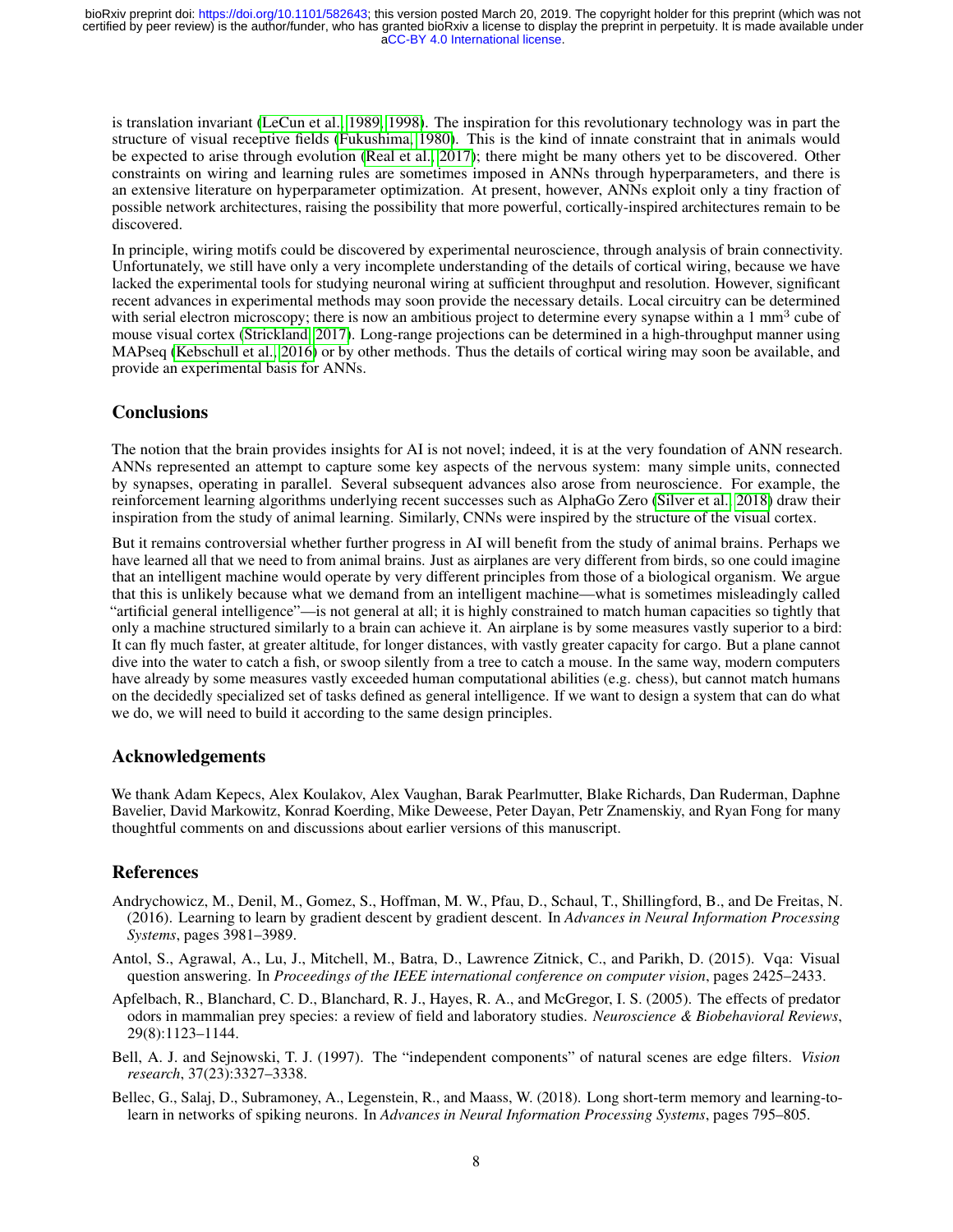is translation invariant (LeCun et al., 1989, 1998). The inspiration for this revolutionary technology was in part the structure of visual receptive fields (Fukushima, 1980). This is the kind of innate constraint that in animals would be expected to arise through evolution (Real et al., 2017); there might be many others yet to be discovered. Other constraints on wiring and learning rules are sometimes imposed in ANNs through hyperparameters, and there is an extensive literature on hyperparameter optimization. At present, however, ANNs exploit only a tiny fraction of possible network architectures, raising the possibility that more powerful, cortically-inspired architectures remain to be discovered.

In principle, wiring motifs could be discovered by experimental neuroscience, through analysis of brain connectivity. Unfortunately, we still have only a very incomplete understanding of the details of cortical wiring, because we have lacked the experimental tools for studying neuronal wiring at sufficient throughput and resolution. However, significant recent advances in experimental methods may soon provide the necessary details. Local circuitry can be determined with serial electron microscopy; there is now an ambitious project to determine every synapse within a 1 $mm^3$ cube of mouse visual cortex (Strickland, 2017). Long-range projections can be determined in a high-throughput manner using MAPseq (Kebschull et al., 2016) or by other methods. Thus the details of cortical wiring may soon be available, and provide an experimental basis for ANNs.

## Conclusions

The notion that the brain provides insights for AI is not novel; indeed, it is at the very foundation of ANN research. ANNs represented an attempt to capture some key aspects of the nervous system: many simple units, connected by synapses, operating in parallel. Several subsequent advances also arose from neuroscience. For example, the reinforcement learning algorithms underlying recent successes such as AlphaGo Zero (Silver et al., 2018) draw their inspiration from the study of animal learning. Similarly, CNNs were inspired by the structure of the visual cortex.

But it remains controversial whether further progress in AI will benefit from the study of animal brains. Perhaps we have learned all that we need to from animal brains. Just as airplanes are very different from birds, so one could imagine that an intelligent machine would operate by very different principles from those of a biological organism. We argue that this is unlikely because what we demand from an intelligent machine—what is sometimes misleadingly called "artificial general intelligence"—is not general at all; it is highly constrained to match human capacities so tightly that only a machine structured similarly to a brain can achieve it. An airplane is by some measures vastly superior to a bird: It can fly much faster, at greater altitude, for longer distances, with vastly greater capacity for cargo. But a plane cannot dive into the water to catch a fish, or swoop silently from a tree to catch a mouse. In the same way, modern computers have already by some measures vastly exceeded human computational abilities (e.g. chess), but cannot match humans on the decidedly specialized set of tasks defined as general intelligence. If we want to design a system that can do what we do, we will need to build it according to the same design principles.

## Acknowledgements

We thank Adam Kepecs, Alex Koulakov, Alex Vaughan, Barak Pearlmutter, Blake Richards, Dan Ruderman, Daphne Bavelier, David Markowitz, Konrad Koerding, Mike Deweese, Peter Dayan, Petr Znamenskiy, and Ryan Fong for many thoughtful comments on and discussions about earlier versions of this manuscript.

## References

Andrychowicz, M., Denil, M., Gomez, S., Hoffman, M. W., Pfau, D., Schaul, T., Shillingford, B., and De Freitas, N. (2016). Learning to learn by gradient descent by gradient descent. In *Advances in Neural Information Processing Systems*, pages 3981–3989.

Antol, S., Agrawal, A., Lu, J., Mitchell, M., Batra, D., Lawrence Zitnick, C., and Parikh, D. (2015). Vqa: Visual question answering. In *Proceedings of the IEEE international conference on computer vision*, pages 2425–2433.

Apfelbach, R., Blanchard, C. D., Blanchard, R. J., Hayes, R. A., and McGregor, I. S. (2005). The effects of predator odors in mammalian prey species: a review of field and laboratory studies. *Neuroscience & Biobehavioral Reviews*, 29(8):1123–1144.

Bell, A. J. and Sejnowski, T. J. (1997). The "independent components" of natural scenes are edge filters. *Vision research*, 37(23):3327–3338.

Bellec, G., Salaj, D., Subramoney, A., Legenstein, R., and Maass, W. (2018). Long short-term memory and learning-to-learn in networks of spiking neurons. In *Advances in Neural Information Processing Systems*, pages 795–805.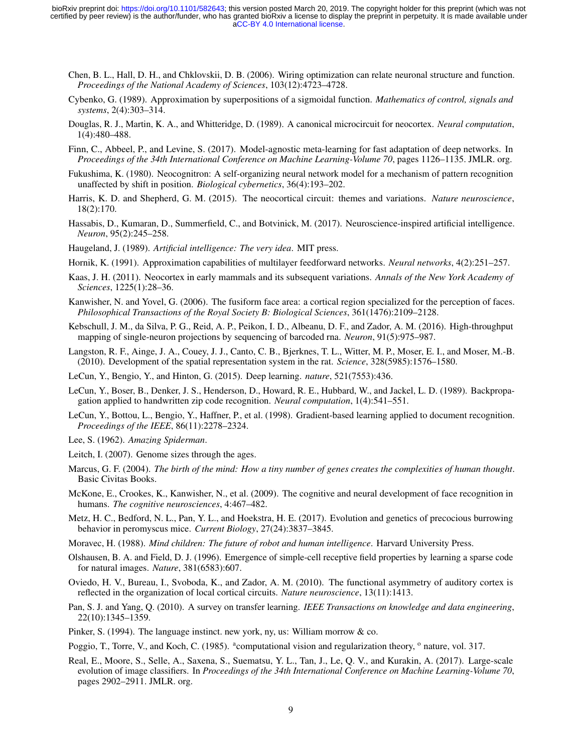Chen, B. L., Hall, D. H., and Chklovskii, D. B. (2006). Wiring optimization can relate neuronal structure and function. *Proceedings of the National Academy of Sciences*, 103(12):4723–4728.

Cybenko, G. (1989). Approximation by superpositions of a sigmoidal function. *Mathematics of control, signals and systems*, 2(4):303–314.

Douglas, R. J., Martin, K. A., and Whitteridge, D. (1989). A canonical microcircuit for neocortex. *Neural computation*, 1(4):480–488.

Finn, C., Abbeel, P., and Levine, S. (2017). Model-agnostic meta-learning for fast adaptation of deep networks. In *Proceedings of the 34th International Conference on Machine Learning-Volume 70*, pages 1126–1135. JMLR. org.

Fukushima, K. (1980). Neocognitron: A self-organizing neural network model for a mechanism of pattern recognition unaffected by shift in position. *Biological cybernetics*, 36(4):193–202.

Harris, K. D. and Shepherd, G. M. (2015). The neocortical circuit: themes and variations. *Nature neuroscience*, 18(2):170.

Hassabis, D., Kumaran, D., Summerfield, C., and Botvinick, M. (2017). Neuroscience-inspired artificial intelligence. *Neuron*, 95(2):245–258.

Haugeland, J. (1989). *Artificial intelligence: The very idea*. MIT press.

Hornik, K. (1991). Approximation capabilities of multilayer feedforward networks. *Neural networks*, 4(2):251–257.

Kaas, J. H. (2011). Neocortex in early mammals and its subsequent variations. *Annals of the New York Academy of Sciences*, 1225(1):28–36.

Kanwisher, N. and Yovel, G. (2006). The fusiform face area: a cortical region specialized for the perception of faces. *Philosophical Transactions of the Royal Society B: Biological Sciences*, 361(1476):2109–2128.

Kebschull, J. M., da Silva, P. G., Reid, A. P., Peikon, I. D., Albeanu, D. F., and Zador, A. M. (2016). High-throughput mapping of single-neuron projections by sequencing of barcoded rna. *Neuron*, 91(5):975–987.

Langston, R. F., Ainge, J. A., Couey, J. J., Canto, C. B., Bjerknes, T. L., Witter, M. P., Moser, E. I., and Moser, M.-B. (2010). Development of the spatial representation system in the rat. *Science*, 328(5985):1576–1580.

LeCun, Y., Bengio, Y., and Hinton, G. (2015). Deep learning. *nature*, 521(7553):436.

LeCun, Y., Boser, B., Denker, J. S., Henderson, D., Howard, R. E., Hubbard, W., and Jackel, L. D. (1989). Backpropagation applied to handwritten zip code recognition. *Neural computation*, 1(4):541–551.

LeCun, Y., Bottou, L., Bengio, Y., Haffner, P., et al. (1998). Gradient-based learning applied to document recognition. *Proceedings of the IEEE*, 86(11):2278–2324.

Lee, S. (1962). *Amazing Spiderman*.

Leitch, I. (2007). Genome sizes through the ages.

Marcus, G. F. (2004). *The birth of the mind: How a tiny number of genes creates the complexities of human thought*. Basic Civitas Books.

McKone, E., Crookes, K., Kanwisher, N., et al. (2009). The cognitive and neural development of face recognition in humans. *The cognitive neurosciences*, 4:467–482.

Metz, H. C., Bedford, N. L., Pan, Y. L., and Hoekstra, H. E. (2017). Evolution and genetics of precocious burrowing behavior in peromyscus mice. *Current Biology*, 27(24):3837–3845.

Moravec, H. (1988). *Mind children: The future of robot and human intelligence*. Harvard University Press.

Olshausen, B. A. and Field, D. J. (1996). Emergence of simple-cell receptive field properties by learning a sparse code for natural images. *Nature*, 381(6583):607.

Oviedo, H. V., Bureau, I., Svoboda, K., and Zador, A. M. (2010). The functional asymmetry of auditory cortex is reflected in the organization of local cortical circuits. *Nature neuroscience*, 13(11):1413.

Pan, S. J. and Yang, Q. (2010). A survey on transfer learning. *IEEE Transactions on knowledge and data engineering*, 22(10):1345–1359.

Pinker, S. (1994). The language instinct. new york, ny, us: William morrow & co.

Poggio, T., Torre, V., and Koch, C. (1985). ªcomputational vision and regularization theory, º nature, vol. 317.

Real, E., Moore, S., Selle, A., Saxena, S., Suematsu, Y. L., Tan, J., Le, Q. V., and Kurakin, A. (2017). Large-scale evolution of image classifiers. In *Proceedings of the 34th International Conference on Machine Learning-Volume 70*, pages 2902–2911. JMLR. org.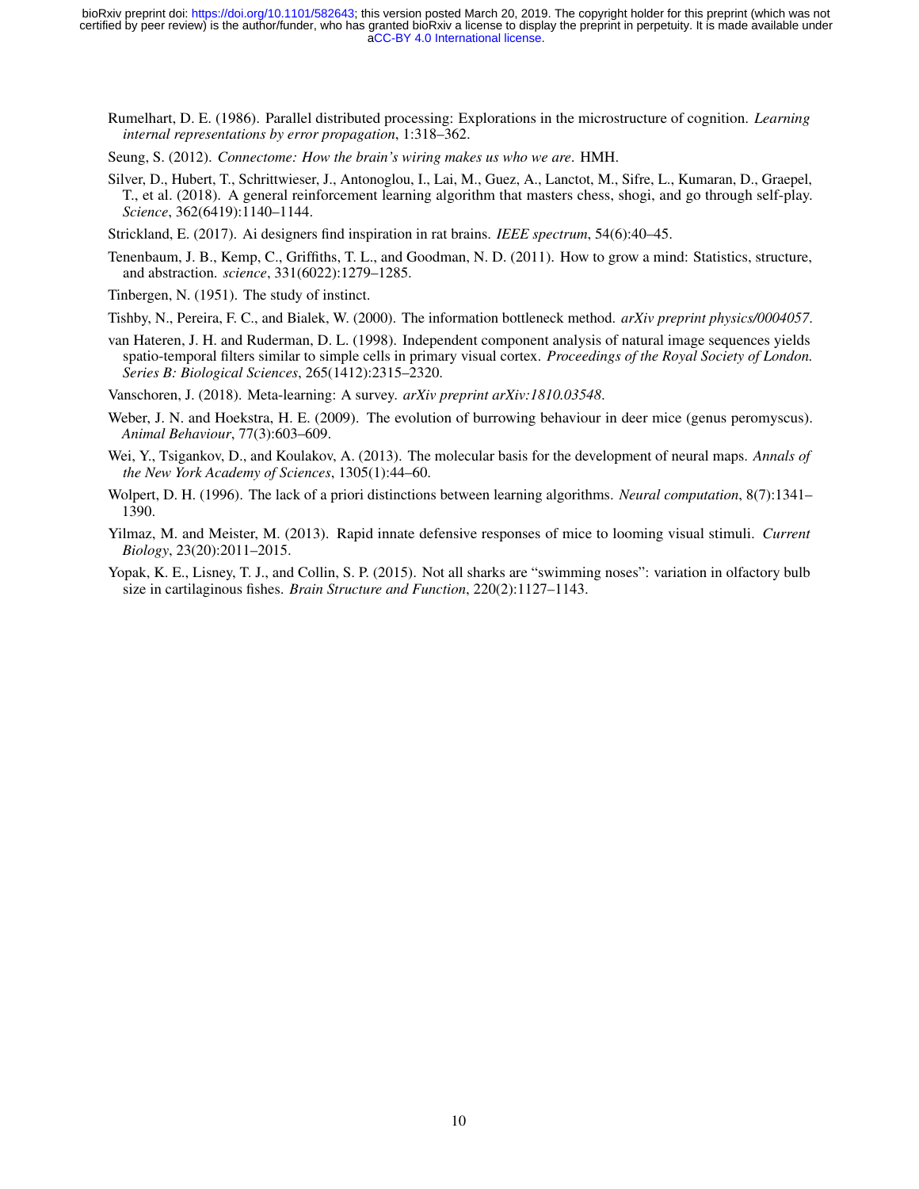Rumelhart, D. E. (1986). Parallel distributed processing: Explorations in the microstructure of cognition. *Learning internal representations by error propagation*, 1:318–362.

Seung, S. (2012). *Connectome: How the brain's wiring makes us who we are*. HMH.

Silver, D., Hubert, T., Schrittwieser, J., Antonoglou, I., Lai, M., Guez, A., Lanctot, M., Sifre, L., Kumaran, D., Graepel, T., et al. (2018). A general reinforcement learning algorithm that masters chess, shogi, and go through self-play. *Science*, 362(6419):1140–1144.

Strickland, E. (2017). Ai designers find inspiration in rat brains. *IEEE spectrum*, 54(6):40–45.

Tenenbaum, J. B., Kemp, C., Griffiths, T. L., and Goodman, N. D. (2011). How to grow a mind: Statistics, structure, and abstraction. *science*, 331(6022):1279–1285.

Tinbergen, N. (1951). The study of instinct.

Tishby, N., Pereira, F. C., and Bialek, W. (2000). The information bottleneck method. *arXiv preprint physics/0004057*.

van Hateren, J. H. and Ruderman, D. L. (1998). Independent component analysis of natural image sequences yields spatio-temporal filters similar to simple cells in primary visual cortex. *Proceedings of the Royal Society of London. Series B: Biological Sciences*, 265(1412):2315–2320.

Vanschoren, J. (2018). Meta-learning: A survey. *arXiv preprint arXiv:1810.03548*.

Weber, J. N. and Hoekstra, H. E. (2009). The evolution of burrowing behaviour in deer mice (genus peromyscus). *Animal Behaviour*, 77(3):603–609.

Wei, Y., Tsigankov, D., and Koulakov, A. (2013). The molecular basis for the development of neural maps. *Annals of the New York Academy of Sciences*, 1305(1):44–60.

Wolpert, D. H. (1996). The lack of a priori distinctions between learning algorithms. *Neural computation*, 8(7):1341–1390.

Yilmaz, M. and Meister, M. (2013). Rapid innate defensive responses of mice to looming visual stimuli. *Current Biology*, 23(20):2011–2015.

Yopak, K. E., Lisney, T. J., and Collin, S. P. (2015). Not all sharks are "swimming noses": variation in olfactory bulb size in cartilaginous fishes. *Brain Structure and Function*, 220(2):1127–1143.